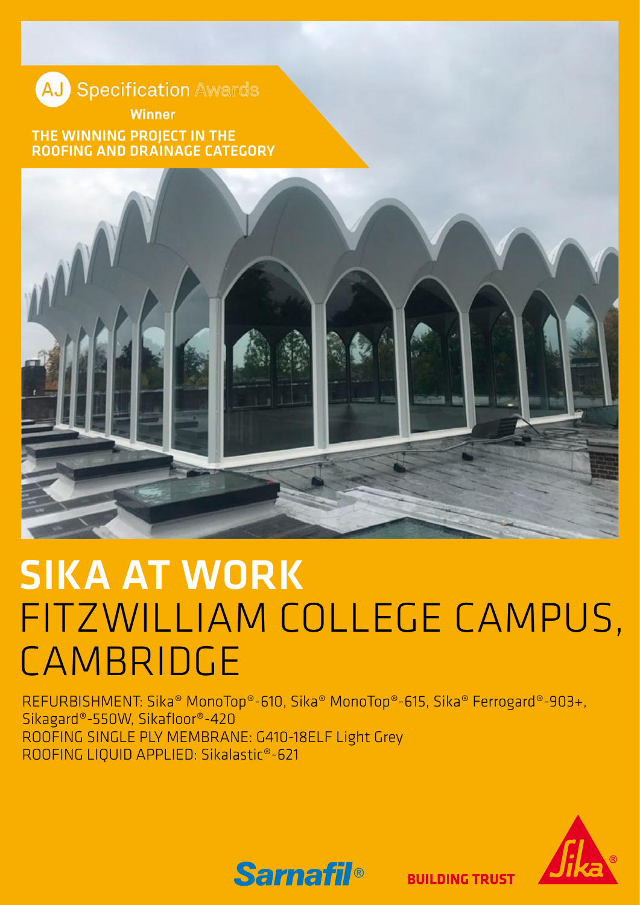AJ Specification Awards

Winner

THE WINNING PROJECT IN THE ROOFING AND DRAINAGE CATEGORY

# SIKA AT WORK
# FITZWILLIAM COLLEGE CAMPUS, CAMBRIDGE

REFURBISHMENT: Sika® MonoTop®-610, Sika® MonoTop®-615, Sika® Ferrogard®-903+, Sikagard®-550W, Sikafloor®-420
ROOFING SINGLE PLY MEMBRANE: G410-18ELF Light Grey
ROOFING LIQUID APPLIED: Sikalastic®-621

Sarnafil®

BUILDING TRUST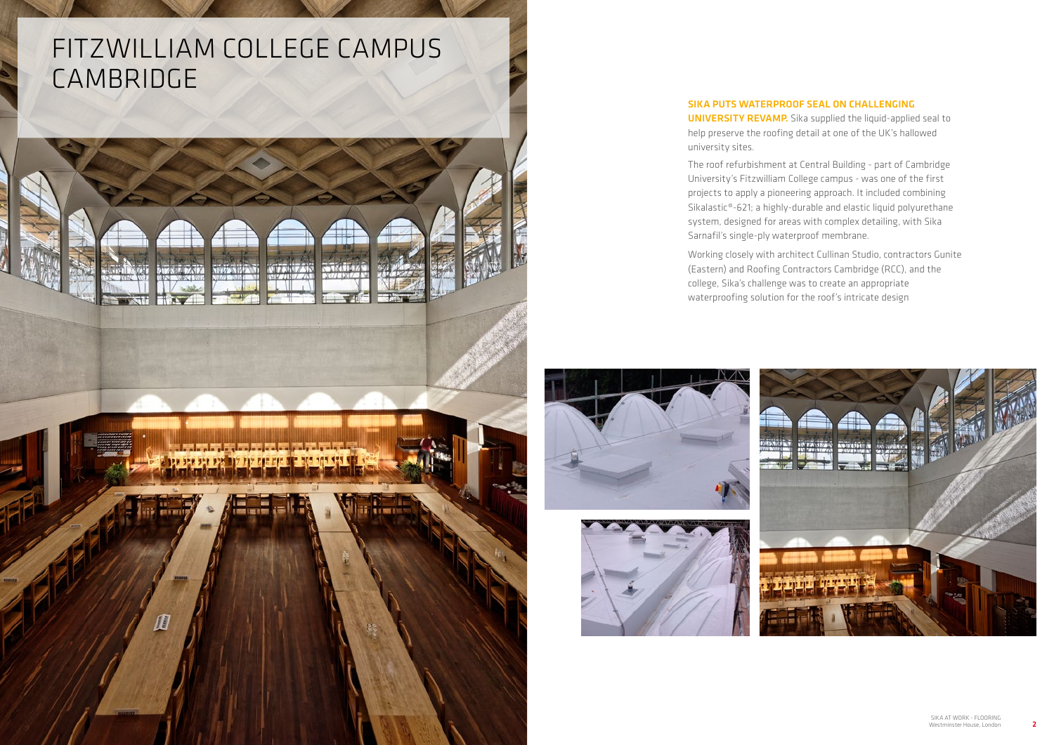# FITZWILLIAM COLLEGE CAMPUS CAMBRIDGE

**SIKA PUTS WATERPROOF SEAL ON CHALLENGING UNIVERSITY REVAMP.** Sika supplied the liquid-applied seal to help preserve the roofing detail at one of the UK's hallowed university sites.

The roof refurbishment at Central Building - part of Cambridge University's Fitzwilliam College campus - was one of the first projects to apply a pioneering approach. It included combining Sikalastic®-621; a highly-durable and elastic liquid polyurethane system, designed for areas with complex detailing, with Sika Sarnafil's single-ply waterproof membrane.

Working closely with architect Cullinan Studio, contractors Gunite (Eastern) and Roofing Contractors Cambridge (RCC), and the college, Sika's challenge was to create an appropriate waterproofing solution for the roof's intricate design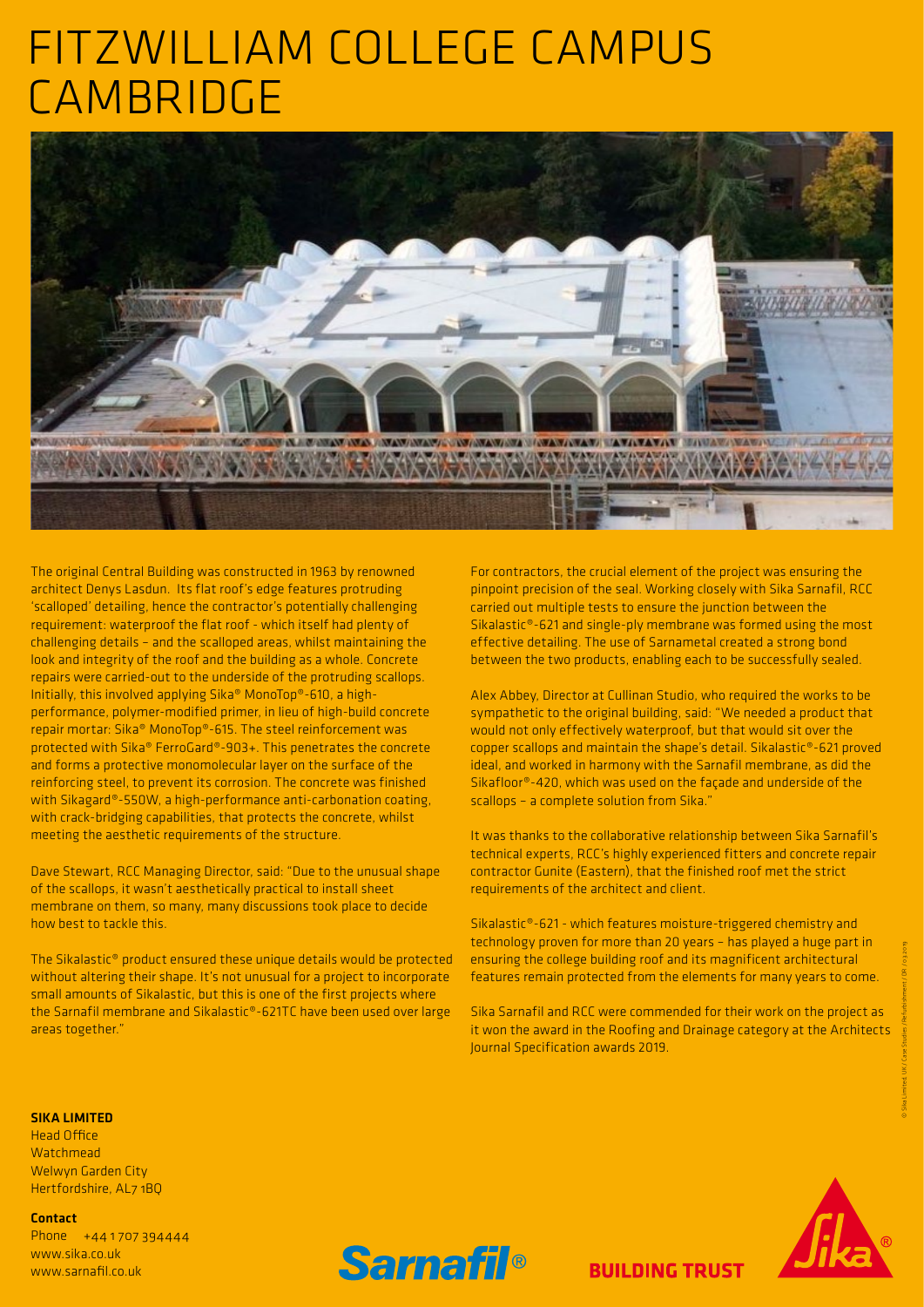# FITZWILLIAM COLLEGE CAMPUS CAMBRIDGE

The original Central Building was constructed in 1963 by renowned architect Denys Lasdun. Its flat roof's edge features protruding 'scalloped' detailing, hence the contractor's potentially challenging requirement: waterproof the flat roof - which itself had plenty of challenging details – and the scalloped areas, whilst maintaining the look and integrity of the roof and the building as a whole. Concrete repairs were carried-out to the underside of the protruding scallops. Initially, this involved applying Sika® MonoTop®-610, a high-performance, polymer-modified primer, in lieu of high-build concrete repair mortar: Sika® MonoTop®-615. The steel reinforcement was protected with Sika® FerroGard®-903+. This penetrates the concrete and forms a protective monomolecular layer on the surface of the reinforcing steel, to prevent its corrosion. The concrete was finished with Sikagard®-550W, a high-performance anti-carbonation coating, with crack-bridging capabilities, that protects the concrete, whilst meeting the aesthetic requirements of the structure.

Dave Stewart, RCC Managing Director, said: "Due to the unusual shape of the scallops, it wasn't aesthetically practical to install sheet membrane on them, so many, many discussions took place to decide how best to tackle this.

The Sikalastic® product ensured these unique details would be protected without altering their shape. It's not unusual for a project to incorporate small amounts of Sikalastic, but this is one of the first projects where the Sarnafil membrane and Sikalastic®-621TC have been used over large areas together."

For contractors, the crucial element of the project was ensuring the pinpoint precision of the seal. Working closely with Sika Sarnafil, RCC carried out multiple tests to ensure the junction between the Sikalastic®-621 and single-ply membrane was formed using the most effective detailing. The use of Sarnametal created a strong bond between the two products, enabling each to be successfully sealed.

Alex Abbey, Director at Cullinan Studio, who required the works to be sympathetic to the original building, said: "We needed a product that would not only effectively waterproof, but that would sit over the copper scallops and maintain the shape's detail. Sikalastic®-621 proved ideal, and worked in harmony with the Sarnafil membrane, as did the Sikafloor®-420, which was used on the façade and underside of the scallops – a complete solution from Sika."

It was thanks to the collaborative relationship between Sika Sarnafil's technical experts, RCC's highly experienced fitters and concrete repair contractor Gunite (Eastern), that the finished roof met the strict requirements of the architect and client.

Sikalastic®-621 - which features moisture-triggered chemistry and technology proven for more than 20 years – has played a huge part in ensuring the college building roof and its magnificent architectural features remain protected from the elements for many years to come.

Sika Sarnafil and RCC were commended for their work on the project as it won the award in the Roofing and Drainage category at the Architects Journal Specification awards 2019.

**SIKA LIMITED**
Head Office
Watchmead
Welwyn Garden City
Hertfordshire, AL7 1BQ

**Contact**
Phone +44 1707 394444
www.sika.co.uk
www.sarnafil.co.uk

Sarnafil®

BUILDING TRUST

© Sika Limited. UK / Case Studies / Refurbishment / DR / 03.2019